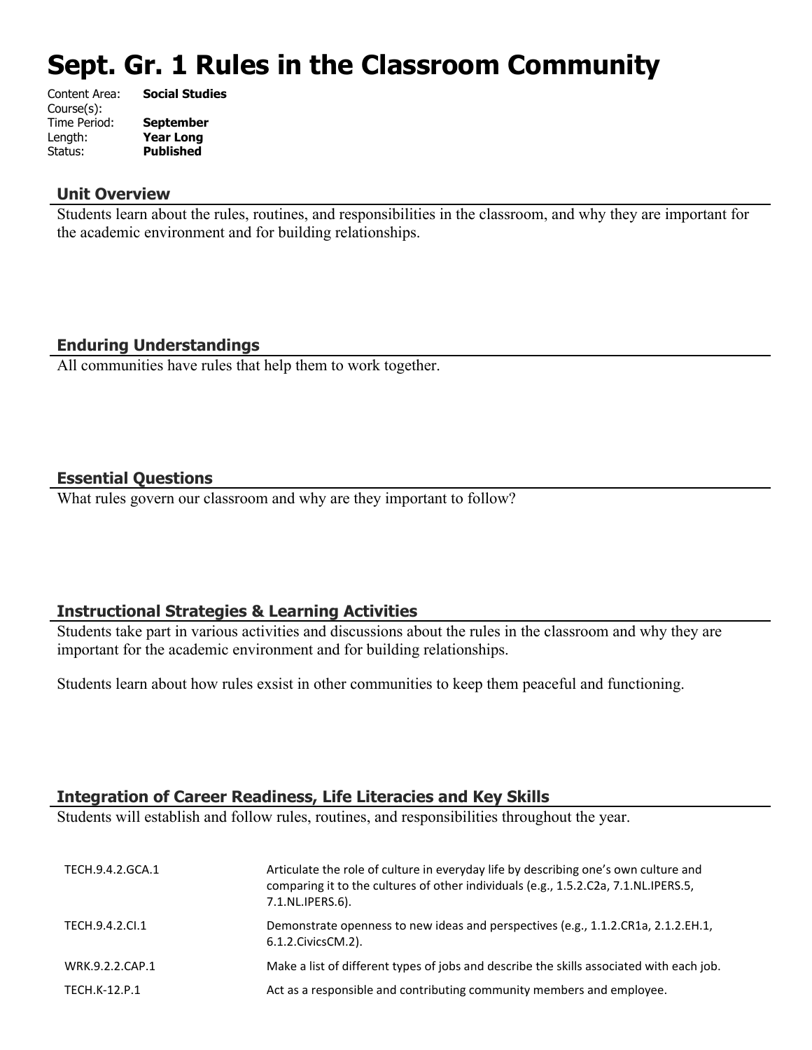# Sept. Gr. 1 Rules in the Classroom Community

| | |
|---|---|
| Content Area: | **Social Studies** |
| Course(s): | |
| Time Period: | **September** |
| Length: | **Year Long** |
| Status: | **Published** |

## Unit Overview

Students learn about the rules, routines, and responsibilities in the classroom, and why they are important for the academic environment and for building relationships.

## Enduring Understandings

All communities have rules that help them to work together.

## Essential Questions

What rules govern our classroom and why are they important to follow?

## Instructional Strategies & Learning Activities

Students take part in various activities and discussions about the rules in the classroom and why they are important for the academic environment and for building relationships.

Students learn about how rules exsist in other communities to keep them peaceful and functioning.

## Integration of Career Readiness, Life Literacies and Key Skills

Students will establish and follow rules, routines, and responsibilities throughout the year.

| | |
|---|---|
| TECH.9.4.2.GCA.1 | Articulate the role of culture in everyday life by describing one's own culture and comparing it to the cultures of other individuals (e.g., 1.5.2.C2a, 7.1.NL.IPERS.5, 7.1.NL.IPERS.6). |
| TECH.9.4.2.CI.1 | Demonstrate openness to new ideas and perspectives (e.g., 1.1.2.CR1a, 2.1.2.EH.1, 6.1.2.CivicsCM.2). |
| WRK.9.2.2.CAP.1 | Make a list of different types of jobs and describe the skills associated with each job. |
| TECH.K-12.P.1 | Act as a responsible and contributing community members and employee. |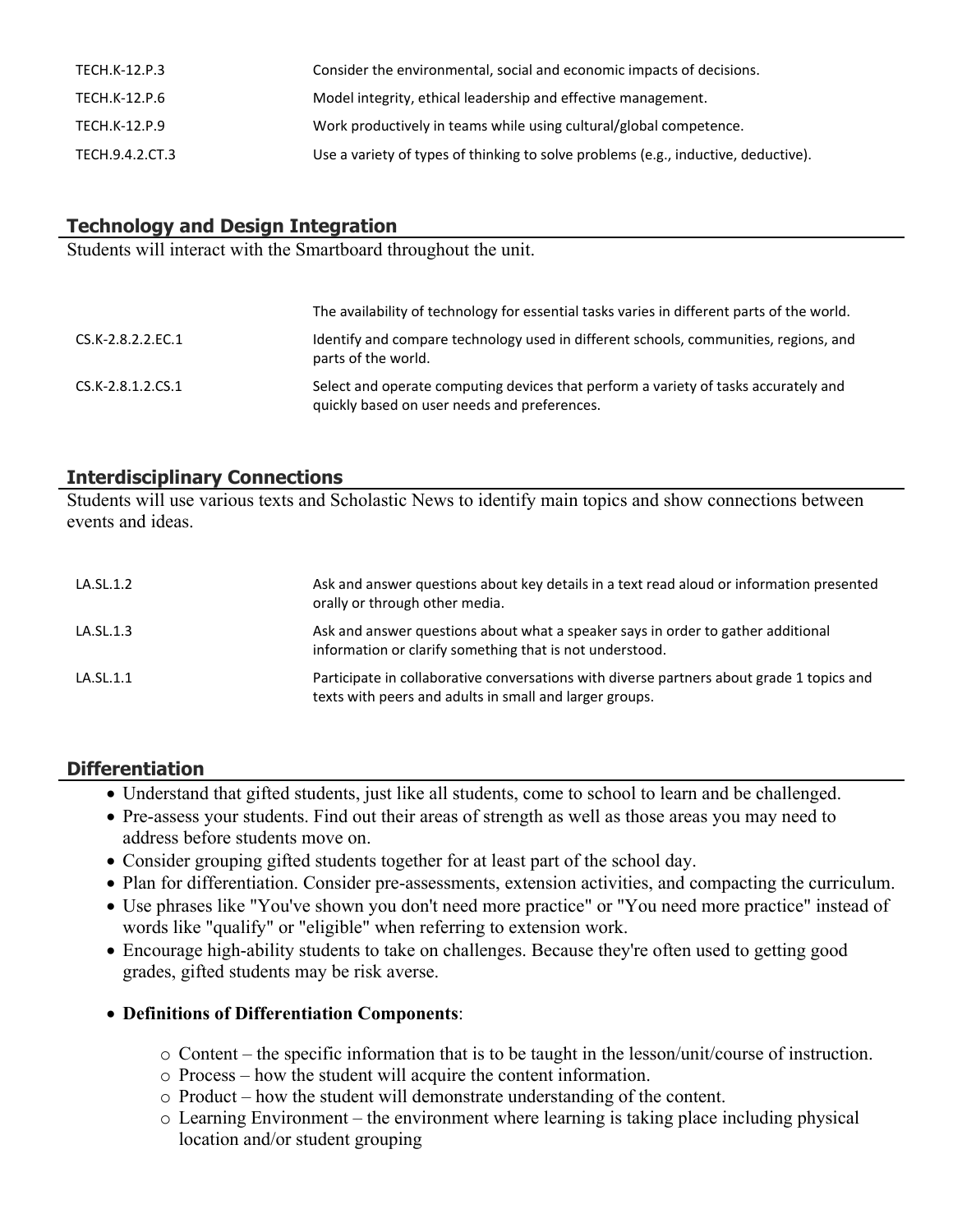| | |
|---|---|
| TECH.K-12.P.3 | Consider the environmental, social and economic impacts of decisions. |
| TECH.K-12.P.6 | Model integrity, ethical leadership and effective management. |
| TECH.K-12.P.9 | Work productively in teams while using cultural/global competence. |
| TECH.9.4.2.CT.3 | Use a variety of types of thinking to solve problems (e.g., inductive, deductive). |

## Technology and Design Integration

Students will interact with the Smartboard throughout the unit.

| | |
|---|---|
| | The availability of technology for essential tasks varies in different parts of the world. |
| CS.K-2.8.2.2.EC.1 | Identify and compare technology used in different schools, communities, regions, and parts of the world. |
| CS.K-2.8.1.2.CS.1 | Select and operate computing devices that perform a variety of tasks accurately and quickly based on user needs and preferences. |

## Interdisciplinary Connections

Students will use various texts and Scholastic News to identify main topics and show connections between events and ideas.

| | |
|---|---|
| LA.SL.1.2 | Ask and answer questions about key details in a text read aloud or information presented orally or through other media. |
| LA.SL.1.3 | Ask and answer questions about what a speaker says in order to gather additional information or clarify something that is not understood. |
| LA.SL.1.1 | Participate in collaborative conversations with diverse partners about grade 1 topics and texts with peers and adults in small and larger groups. |

## Differentiation

- Understand that gifted students, just like all students, come to school to learn and be challenged.
- Pre-assess your students. Find out their areas of strength as well as those areas you may need to address before students move on.
- Consider grouping gifted students together for at least part of the school day.
- Plan for differentiation. Consider pre-assessments, extension activities, and compacting the curriculum.
- Use phrases like "You've shown you don't need more practice" or "You need more practice" instead of words like "qualify" or "eligible" when referring to extension work.
- Encourage high-ability students to take on challenges. Because they're often used to getting good grades, gifted students may be risk averse.
- **Definitions of Differentiation Components**:
  - Content – the specific information that is to be taught in the lesson/unit/course of instruction.
  - Process – how the student will acquire the content information.
  - Product – how the student will demonstrate understanding of the content.
  - Learning Environment – the environment where learning is taking place including physical location and/or student grouping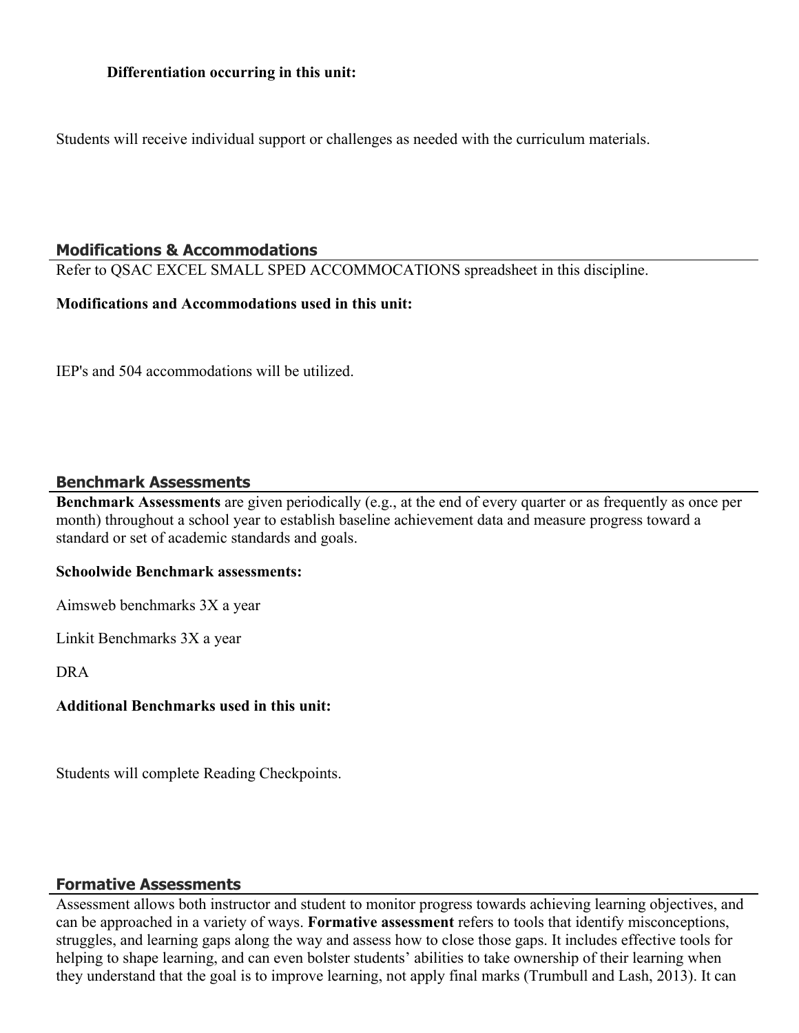**Differentiation occurring in this unit:**

Students will receive individual support or challenges as needed with the curriculum materials.

## Modifications & Accommodations

Refer to QSAC EXCEL SMALL SPED ACCOMMOCATIONS spreadsheet in this discipline.

**Modifications and Accommodations used in this unit:**

IEP's and 504 accommodations will be utilized.

## Benchmark Assessments

**Benchmark Assessments** are given periodically (e.g., at the end of every quarter or as frequently as once per month) throughout a school year to establish baseline achievement data and measure progress toward a standard or set of academic standards and goals.

**Schoolwide Benchmark assessments:**

Aimsweb benchmarks 3X a year

Linkit Benchmarks 3X a year

DRA

**Additional Benchmarks used in this unit:**

Students will complete Reading Checkpoints.

## Formative Assessments

Assessment allows both instructor and student to monitor progress towards achieving learning objectives, and can be approached in a variety of ways. **Formative assessment** refers to tools that identify misconceptions, struggles, and learning gaps along the way and assess how to close those gaps. It includes effective tools for helping to shape learning, and can even bolster students' abilities to take ownership of their learning when they understand that the goal is to improve learning, not apply final marks (Trumbull and Lash, 2013). It can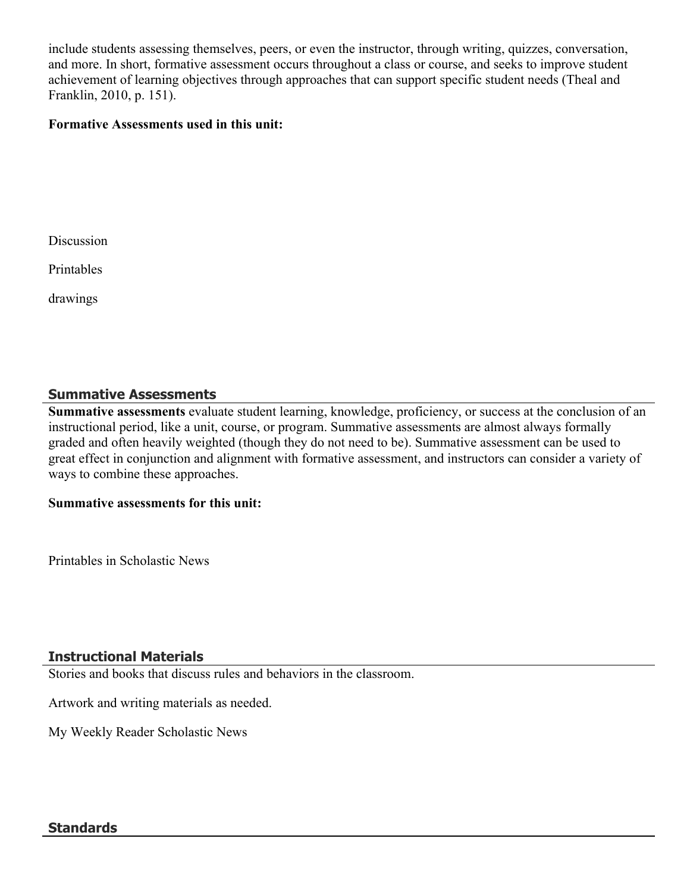include students assessing themselves, peers, or even the instructor, through writing, quizzes, conversation, and more. In short, formative assessment occurs throughout a class or course, and seeks to improve student achievement of learning objectives through approaches that can support specific student needs (Theal and Franklin, 2010, p. 151).

**Formative Assessments used in this unit:**

Discussion

Printables

drawings

## Summative Assessments

**Summative assessments** evaluate student learning, knowledge, proficiency, or success at the conclusion of an instructional period, like a unit, course, or program. Summative assessments are almost always formally graded and often heavily weighted (though they do not need to be). Summative assessment can be used to great effect in conjunction and alignment with formative assessment, and instructors can consider a variety of ways to combine these approaches.

**Summative assessments for this unit:**

Printables in Scholastic News

## Instructional Materials

Stories and books that discuss rules and behaviors in the classroom.

Artwork and writing materials as needed.

My Weekly Reader Scholastic News

## Standards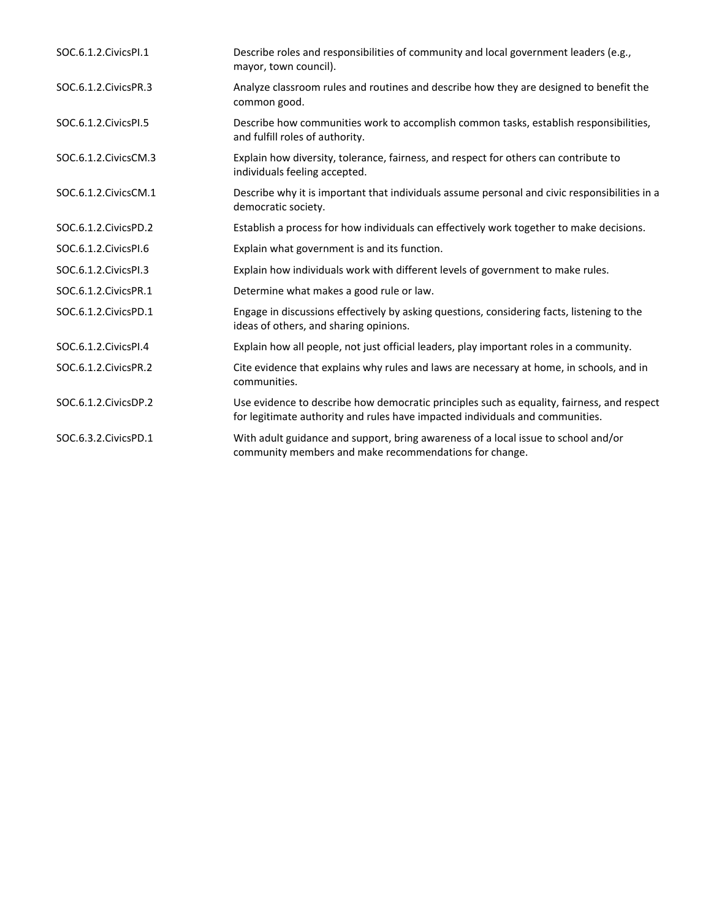| | |
|---|---|
| SOC.6.1.2.CivicsPI.1 | Describe roles and responsibilities of community and local government leaders (e.g., mayor, town council). |
| SOC.6.1.2.CivicsPR.3 | Analyze classroom rules and routines and describe how they are designed to benefit the common good. |
| SOC.6.1.2.CivicsPI.5 | Describe how communities work to accomplish common tasks, establish responsibilities, and fulfill roles of authority. |
| SOC.6.1.2.CivicsCM.3 | Explain how diversity, tolerance, fairness, and respect for others can contribute to individuals feeling accepted. |
| SOC.6.1.2.CivicsCM.1 | Describe why it is important that individuals assume personal and civic responsibilities in a democratic society. |
| SOC.6.1.2.CivicsPD.2 | Establish a process for how individuals can effectively work together to make decisions. |
| SOC.6.1.2.CivicsPI.6 | Explain what government is and its function. |
| SOC.6.1.2.CivicsPI.3 | Explain how individuals work with different levels of government to make rules. |
| SOC.6.1.2.CivicsPR.1 | Determine what makes a good rule or law. |
| SOC.6.1.2.CivicsPD.1 | Engage in discussions effectively by asking questions, considering facts, listening to the ideas of others, and sharing opinions. |
| SOC.6.1.2.CivicsPI.4 | Explain how all people, not just official leaders, play important roles in a community. |
| SOC.6.1.2.CivicsPR.2 | Cite evidence that explains why rules and laws are necessary at home, in schools, and in communities. |
| SOC.6.1.2.CivicsDP.2 | Use evidence to describe how democratic principles such as equality, fairness, and respect for legitimate authority and rules have impacted individuals and communities. |
| SOC.6.3.2.CivicsPD.1 | With adult guidance and support, bring awareness of a local issue to school and/or community members and make recommendations for change. |